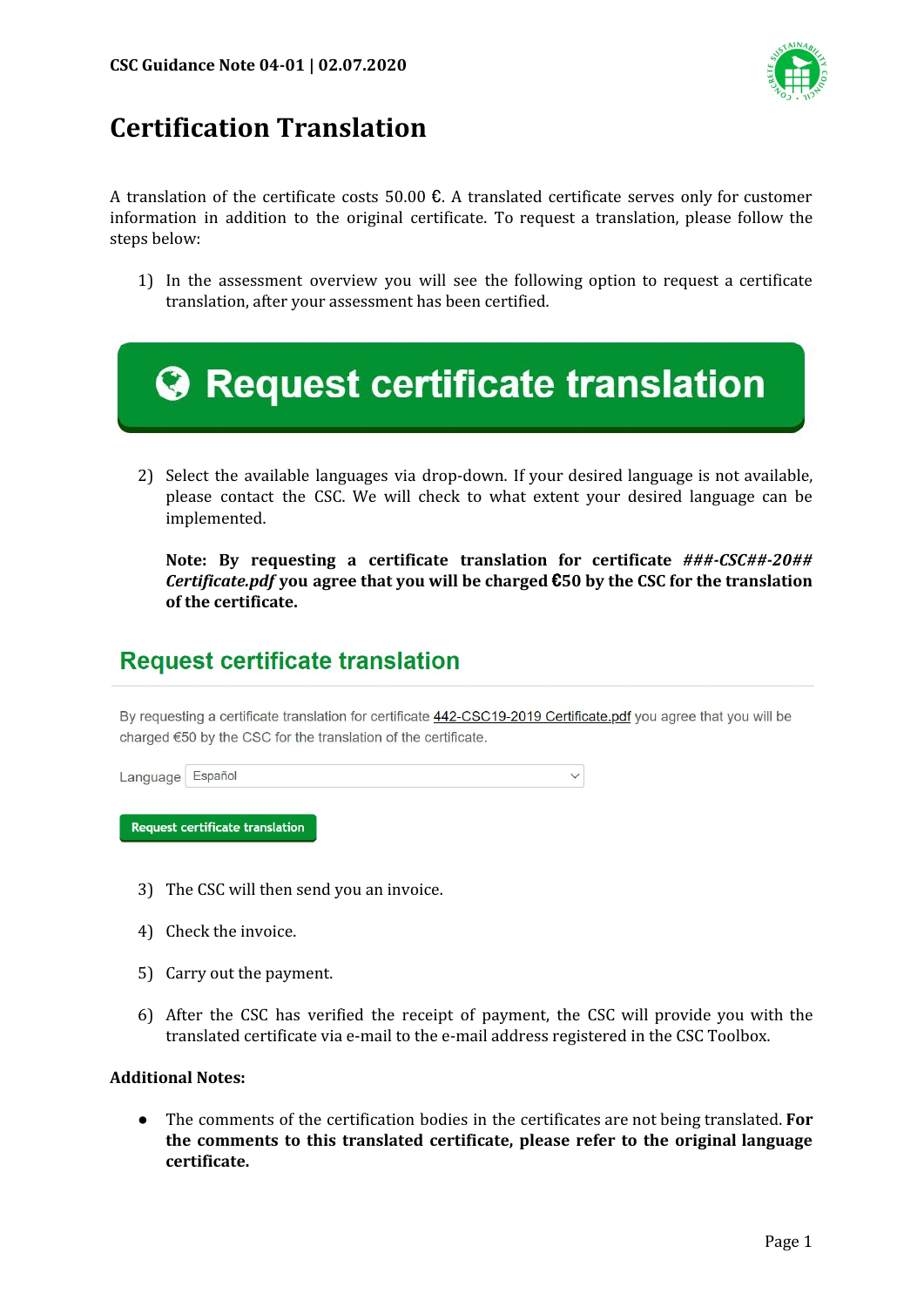# Certification Translation

A translation of the certificate costs 50.00 €. A translated certificate serves only for customer information in addition to the original certificate. To request a translation, please follow the steps below:

1) In the assessment overview you will see the following option to request a certificate translation, after your assessment has been certified.

**Request certificate translation**

2) Select the available languages via drop-down. If your desired language is not available, please contact the CSC. We will check to what extent your desired language can be implemented.

   **Note: By requesting a certificate translation for certificate *###-CSC##-20## Certificate.pdf* you agree that you will be charged €50 by the CSC for the translation of the certificate.**

## Request certificate translation

By requesting a certificate translation for certificate 442-CSC19-2019 Certificate.pdf you agree that you will be charged €50 by the CSC for the translation of the certificate.

Language: Español

Request certificate translation

3) The CSC will then send you an invoice.
4) Check the invoice.
5) Carry out the payment.
6) After the CSC has verified the receipt of payment, the CSC will provide you with the translated certificate via e-mail to the e-mail address registered in the CSC Toolbox.

**Additional Notes:**

- The comments of the certification bodies in the certificates are not being translated. **For the comments to this translated certificate, please refer to the original language certificate.**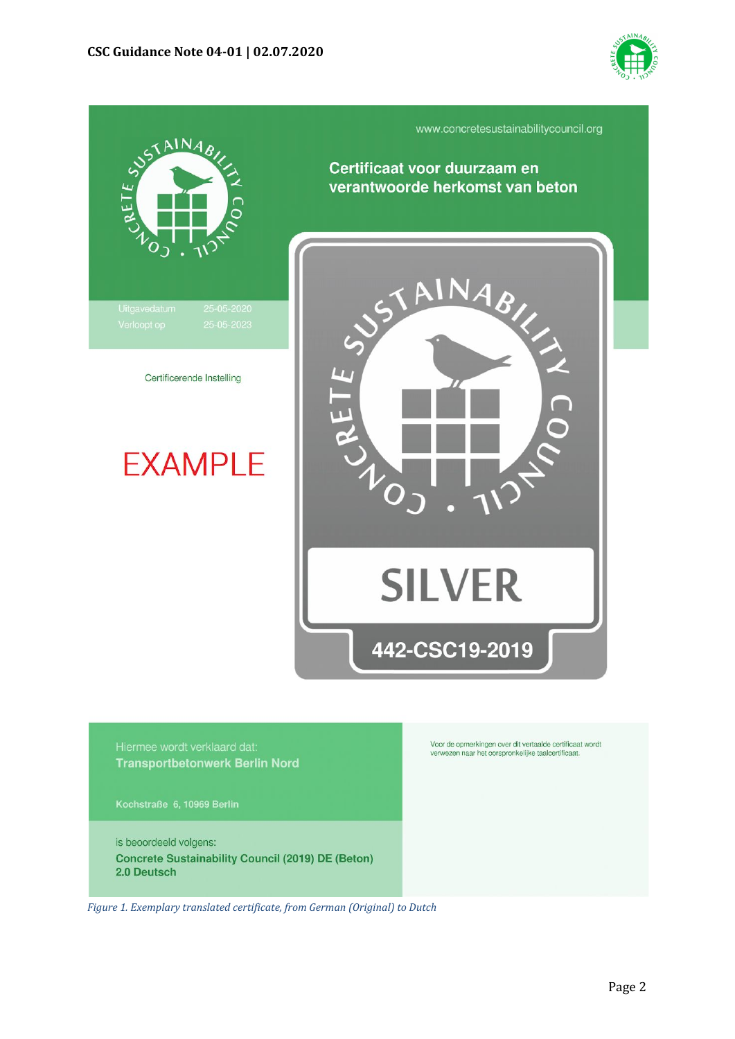www.concretesustainabilitycouncil.org

Certificaat voor duurzaam en verantwoorde herkomst van beton

| | |
|---|---|
| Uitgavedatum | 25-05-2020 |
| Verloopt op | 25-05-2023 |

Certificerende Instelling

EXAMPLE

SILVER

442-CSC19-2019

Hiermee wordt verklaard dat:
**Transportbetonwerk Berlin Nord**

**Kochstraße 6, 10969 Berlin**

is beoordeeld volgens:
**Concrete Sustainability Council (2019) DE (Beton) 2.0 Deutsch**

Voor de opmerkingen over dit vertaalde certificaat wordt verwezen naar het oorspronkelijke taalcertificaat.

*Figure 1. Exemplary translated certificate, from German (Original) to Dutch*